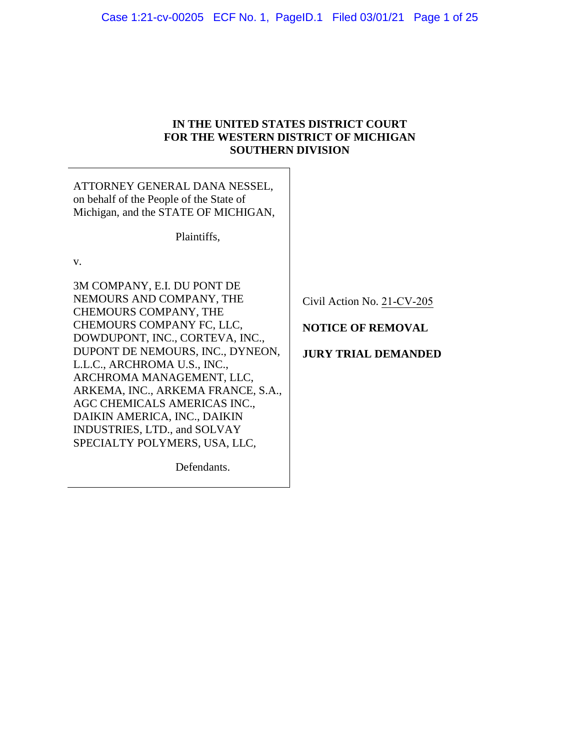**IN THE UNITED STATES DISTRICT COURT**
**FOR THE WESTERN DISTRICT OF MICHIGAN**
**SOUTHERN DIVISION**

ATTORNEY GENERAL DANA NESSEL, on behalf of the People of the State of Michigan, and the STATE OF MICHIGAN,

Plaintiffs,

v.

3M COMPANY, E.I. DU PONT DE NEMOURS AND COMPANY, THE CHEMOURS COMPANY, THE CHEMOURS COMPANY FC, LLC, DOWDUPONT, INC., CORTEVA, INC., DUPONT DE NEMOURS, INC., DYNEON, L.L.C., ARCHROMA U.S., INC., ARCHROMA MANAGEMENT, LLC, ARKEMA, INC., ARKEMA FRANCE, S.A., AGC CHEMICALS AMERICAS INC., DAIKIN AMERICA, INC., DAIKIN INDUSTRIES, LTD., and SOLVAY SPECIALTY POLYMERS, USA, LLC,

Defendants.

Civil Action No. 21-CV-205

**NOTICE OF REMOVAL**

**JURY TRIAL DEMANDED**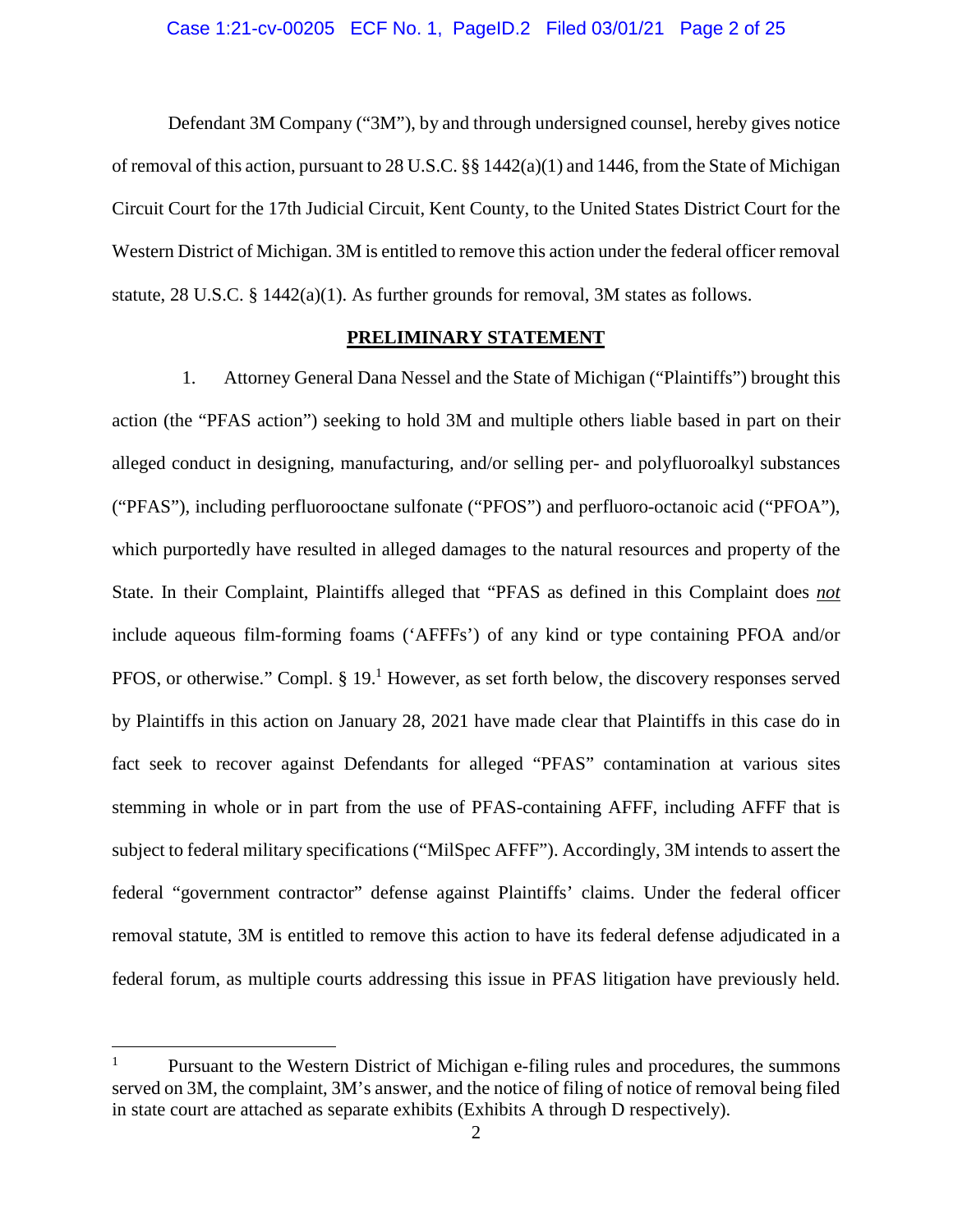Defendant 3M Company ("3M"), by and through undersigned counsel, hereby gives notice of removal of this action, pursuant to 28 U.S.C. §§ 1442(a)(1) and 1446, from the State of Michigan Circuit Court for the 17th Judicial Circuit, Kent County, to the United States District Court for the Western District of Michigan. 3M is entitled to remove this action under the federal officer removal statute, 28 U.S.C. § 1442(a)(1). As further grounds for removal, 3M states as follows.

## PRELIMINARY STATEMENT

1. Attorney General Dana Nessel and the State of Michigan ("Plaintiffs") brought this action (the "PFAS action") seeking to hold 3M and multiple others liable based in part on their alleged conduct in designing, manufacturing, and/or selling per- and polyfluoroalkyl substances ("PFAS"), including perfluorooctane sulfonate ("PFOS") and perfluoro-octanoic acid ("PFOA"), which purportedly have resulted in alleged damages to the natural resources and property of the State. In their Complaint, Plaintiffs alleged that "PFAS as defined in this Complaint does ***not*** include aqueous film-forming foams ('AFFFs') of any kind or type containing PFOA and/or PFOS, or otherwise." Compl. § 19.[1] However, as set forth below, the discovery responses served by Plaintiffs in this action on January 28, 2021 have made clear that Plaintiffs in this case do in fact seek to recover against Defendants for alleged "PFAS" contamination at various sites stemming in whole or in part from the use of PFAS-containing AFFF, including AFFF that is subject to federal military specifications ("MilSpec AFFF"). Accordingly, 3M intends to assert the federal "government contractor" defense against Plaintiffs' claims. Under the federal officer removal statute, 3M is entitled to remove this action to have its federal defense adjudicated in a federal forum, as multiple courts addressing this issue in PFAS litigation have previously held.

[1] Pursuant to the Western District of Michigan e-filing rules and procedures, the summons served on 3M, the complaint, 3M's answer, and the notice of filing of notice of removal being filed in state court are attached as separate exhibits (Exhibits A through D respectively).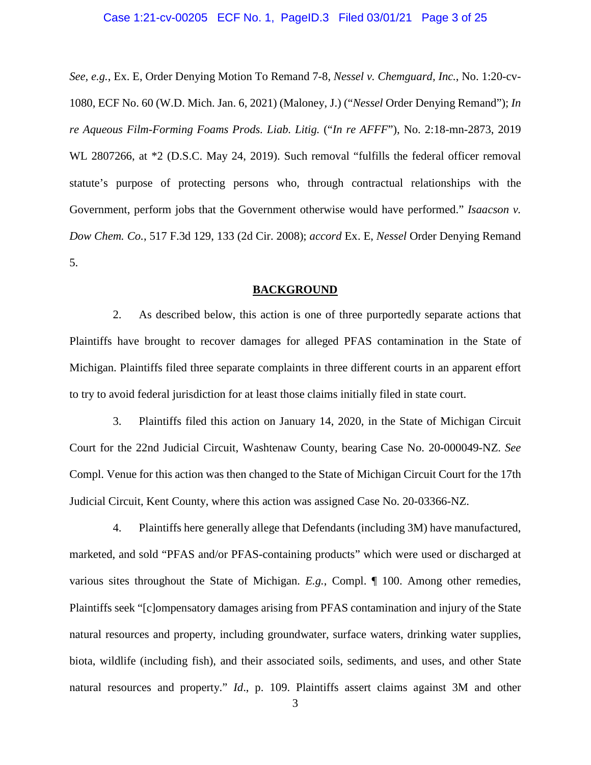*See*, *e.g.*, Ex. E, Order Denying Motion To Remand 7-8, *Nessel v. Chemguard, Inc.*, No. 1:20-cv-1080, ECF No. 60 (W.D. Mich. Jan. 6, 2021) (Maloney, J.) ("*Nessel* Order Denying Remand"); *In re Aqueous Film-Forming Foams Prods. Liab. Litig.* ("*In re AFFF*"), No. 2:18-mn-2873, 2019 WL 2807266, at *2 (D.S.C. May 24, 2019). Such removal "fulfills the federal officer removal statute's purpose of protecting persons who, through contractual relationships with the Government, perform jobs that the Government otherwise would have performed." *Isaacson v. Dow Chem. Co.*, 517 F.3d 129, 133 (2d Cir. 2008); *accord* Ex. E, *Nessel* Order Denying Remand 5.

## BACKGROUND

2. As described below, this action is one of three purportedly separate actions that Plaintiffs have brought to recover damages for alleged PFAS contamination in the State of Michigan. Plaintiffs filed three separate complaints in three different courts in an apparent effort to try to avoid federal jurisdiction for at least those claims initially filed in state court.

3. Plaintiffs filed this action on January 14, 2020, in the State of Michigan Circuit Court for the 22nd Judicial Circuit, Washtenaw County, bearing Case No. 20-000049-NZ. *See* Compl. Venue for this action was then changed to the State of Michigan Circuit Court for the 17th Judicial Circuit, Kent County, where this action was assigned Case No. 20-03366-NZ.

4. Plaintiffs here generally allege that Defendants (including 3M) have manufactured, marketed, and sold "PFAS and/or PFAS-containing products" which were used or discharged at various sites throughout the State of Michigan. *E.g.*, Compl. ¶ 100. Among other remedies, Plaintiffs seek "[c]ompensatory damages arising from PFAS contamination and injury of the State natural resources and property, including groundwater, surface waters, drinking water supplies, biota, wildlife (including fish), and their associated soils, sediments, and uses, and other State natural resources and property." *Id.*, p. 109. Plaintiffs assert claims against 3M and other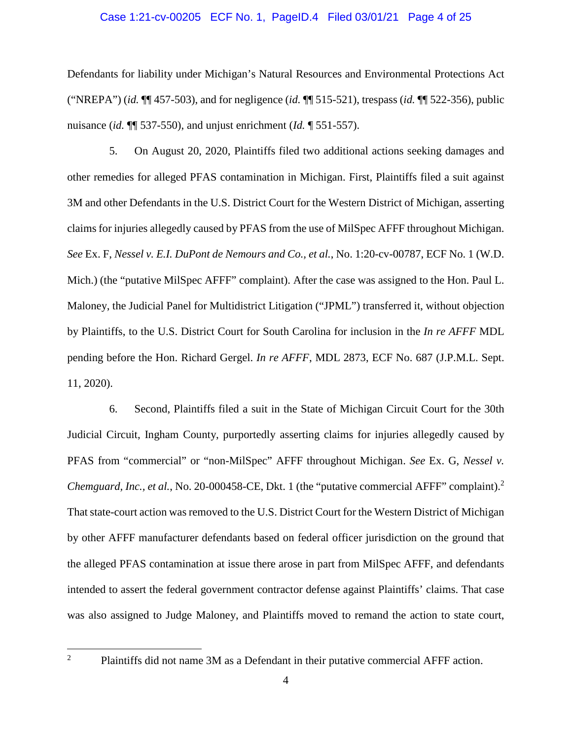Defendants for liability under Michigan's Natural Resources and Environmental Protections Act ("NREPA") (*id.* ¶¶ 457-503), and for negligence (*id.* ¶¶ 515-521), trespass (*id.* ¶¶ 522-356), public nuisance (*id.* ¶¶ 537-550), and unjust enrichment (*Id.* ¶ 551-557).

5. On August 20, 2020, Plaintiffs filed two additional actions seeking damages and other remedies for alleged PFAS contamination in Michigan. First, Plaintiffs filed a suit against 3M and other Defendants in the U.S. District Court for the Western District of Michigan, asserting claims for injuries allegedly caused by PFAS from the use of MilSpec AFFF throughout Michigan. *See* Ex. F, *Nessel v. E.I. DuPont de Nemours and Co., et al.*, No. 1:20-cv-00787, ECF No. 1 (W.D. Mich.) (the "putative MilSpec AFFF" complaint). After the case was assigned to the Hon. Paul L. Maloney, the Judicial Panel for Multidistrict Litigation ("JPML") transferred it, without objection by Plaintiffs, to the U.S. District Court for South Carolina for inclusion in the *In re AFFF* MDL pending before the Hon. Richard Gergel. *In re AFFF*, MDL 2873, ECF No. 687 (J.P.M.L. Sept. 11, 2020).

6. Second, Plaintiffs filed a suit in the State of Michigan Circuit Court for the 30th Judicial Circuit, Ingham County, purportedly asserting claims for injuries allegedly caused by PFAS from "commercial" or "non-MilSpec" AFFF throughout Michigan. *See* Ex. G, *Nessel v. Chemguard, Inc., et al.*, No. 20-000458-CE, Dkt. 1 (the "putative commercial AFFF" complaint).[2] That state-court action was removed to the U.S. District Court for the Western District of Michigan by other AFFF manufacturer defendants based on federal officer jurisdiction on the ground that the alleged PFAS contamination at issue there arose in part from MilSpec AFFF, and defendants intended to assert the federal government contractor defense against Plaintiffs' claims. That case was also assigned to Judge Maloney, and Plaintiffs moved to remand the action to state court,

---

[2] Plaintiffs did not name 3M as a Defendant in their putative commercial AFFF action.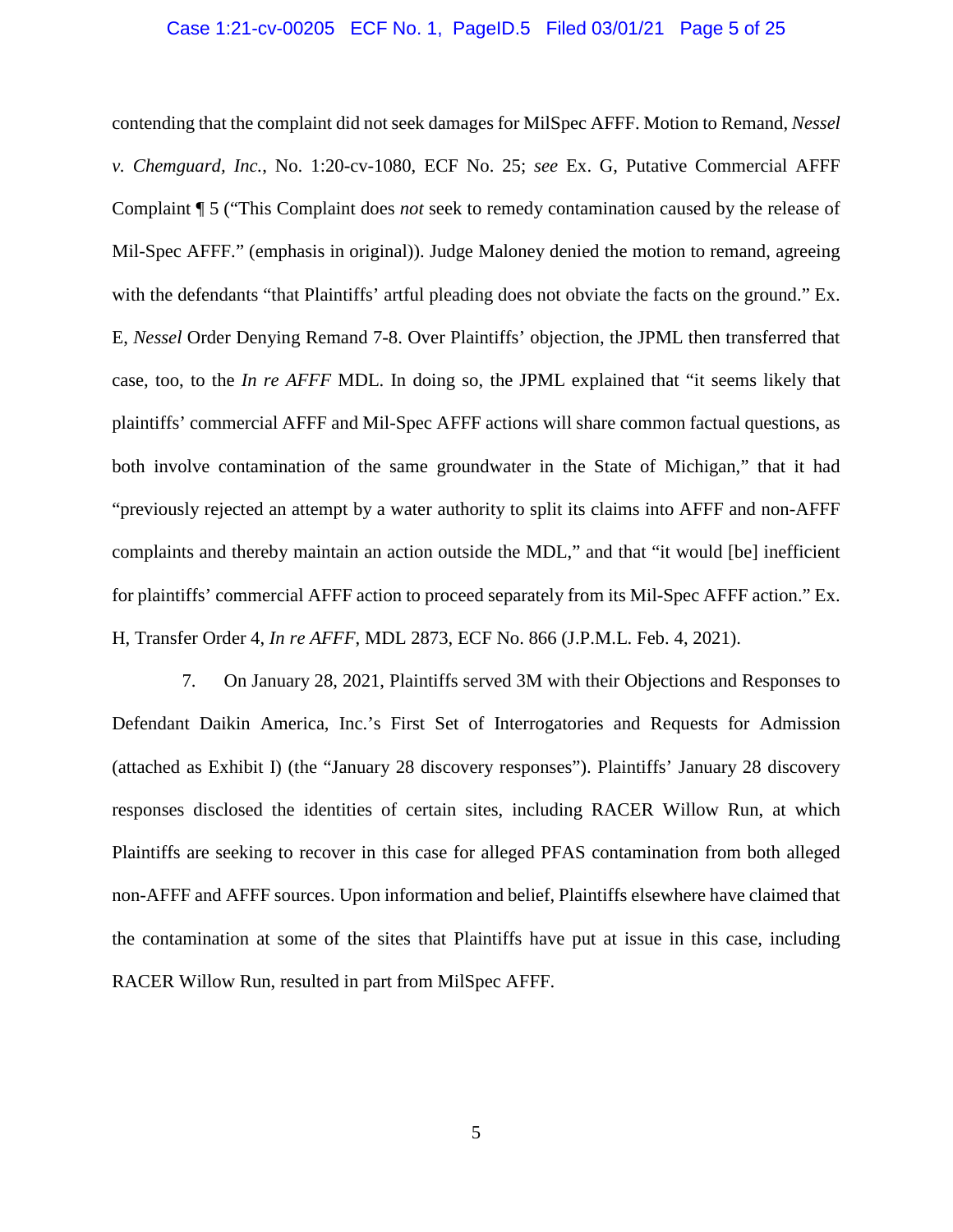contending that the complaint did not seek damages for MilSpec AFFF. Motion to Remand, *Nessel v. Chemguard, Inc.*, No. 1:20-cv-1080, ECF No. 25; *see* Ex. G, Putative Commercial AFFF Complaint ¶ 5 ("This Complaint does *not* seek to remedy contamination caused by the release of Mil-Spec AFFF." (emphasis in original)). Judge Maloney denied the motion to remand, agreeing with the defendants "that Plaintiffs' artful pleading does not obviate the facts on the ground." Ex. E, *Nessel* Order Denying Remand 7-8. Over Plaintiffs' objection, the JPML then transferred that case, too, to the *In re AFFF* MDL. In doing so, the JPML explained that "it seems likely that plaintiffs' commercial AFFF and Mil-Spec AFFF actions will share common factual questions, as both involve contamination of the same groundwater in the State of Michigan," that it had "previously rejected an attempt by a water authority to split its claims into AFFF and non-AFFF complaints and thereby maintain an action outside the MDL," and that "it would [be] inefficient for plaintiffs' commercial AFFF action to proceed separately from its Mil-Spec AFFF action." Ex. H, Transfer Order 4, *In re AFFF*, MDL 2873, ECF No. 866 (J.P.M.L. Feb. 4, 2021).

7. On January 28, 2021, Plaintiffs served 3M with their Objections and Responses to Defendant Daikin America, Inc.'s First Set of Interrogatories and Requests for Admission (attached as Exhibit I) (the "January 28 discovery responses"). Plaintiffs' January 28 discovery responses disclosed the identities of certain sites, including RACER Willow Run, at which Plaintiffs are seeking to recover in this case for alleged PFAS contamination from both alleged non-AFFF and AFFF sources. Upon information and belief, Plaintiffs elsewhere have claimed that the contamination at some of the sites that Plaintiffs have put at issue in this case, including RACER Willow Run, resulted in part from MilSpec AFFF.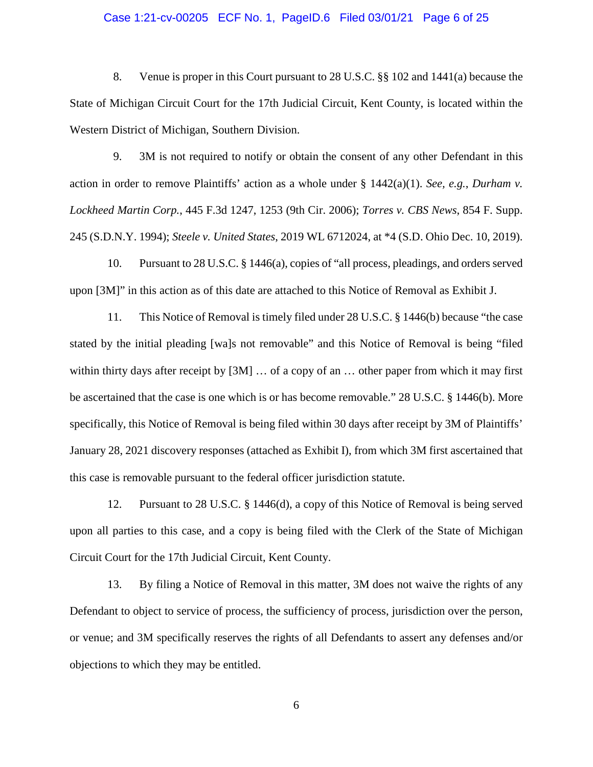8. Venue is proper in this Court pursuant to 28 U.S.C. §§ 102 and 1441(a) because the State of Michigan Circuit Court for the 17th Judicial Circuit, Kent County, is located within the Western District of Michigan, Southern Division.

9. 3M is not required to notify or obtain the consent of any other Defendant in this action in order to remove Plaintiffs' action as a whole under § 1442(a)(1). *See, e.g.*, *Durham v. Lockheed Martin Corp.*, 445 F.3d 1247, 1253 (9th Cir. 2006); *Torres v. CBS News*, 854 F. Supp. 245 (S.D.N.Y. 1994); *Steele v. United States*, 2019 WL 6712024, at *4 (S.D. Ohio Dec. 10, 2019).

10. Pursuant to 28 U.S.C. § 1446(a), copies of "all process, pleadings, and orders served upon [3M]" in this action as of this date are attached to this Notice of Removal as Exhibit J.

11. This Notice of Removal is timely filed under 28 U.S.C. § 1446(b) because "the case stated by the initial pleading [wa]s not removable" and this Notice of Removal is being "filed within thirty days after receipt by [3M] … of a copy of an … other paper from which it may first be ascertained that the case is one which is or has become removable." 28 U.S.C. § 1446(b). More specifically, this Notice of Removal is being filed within 30 days after receipt by 3M of Plaintiffs' January 28, 2021 discovery responses (attached as Exhibit I), from which 3M first ascertained that this case is removable pursuant to the federal officer jurisdiction statute.

12. Pursuant to 28 U.S.C. § 1446(d), a copy of this Notice of Removal is being served upon all parties to this case, and a copy is being filed with the Clerk of the State of Michigan Circuit Court for the 17th Judicial Circuit, Kent County.

13. By filing a Notice of Removal in this matter, 3M does not waive the rights of any Defendant to object to service of process, the sufficiency of process, jurisdiction over the person, or venue; and 3M specifically reserves the rights of all Defendants to assert any defenses and/or objections to which they may be entitled.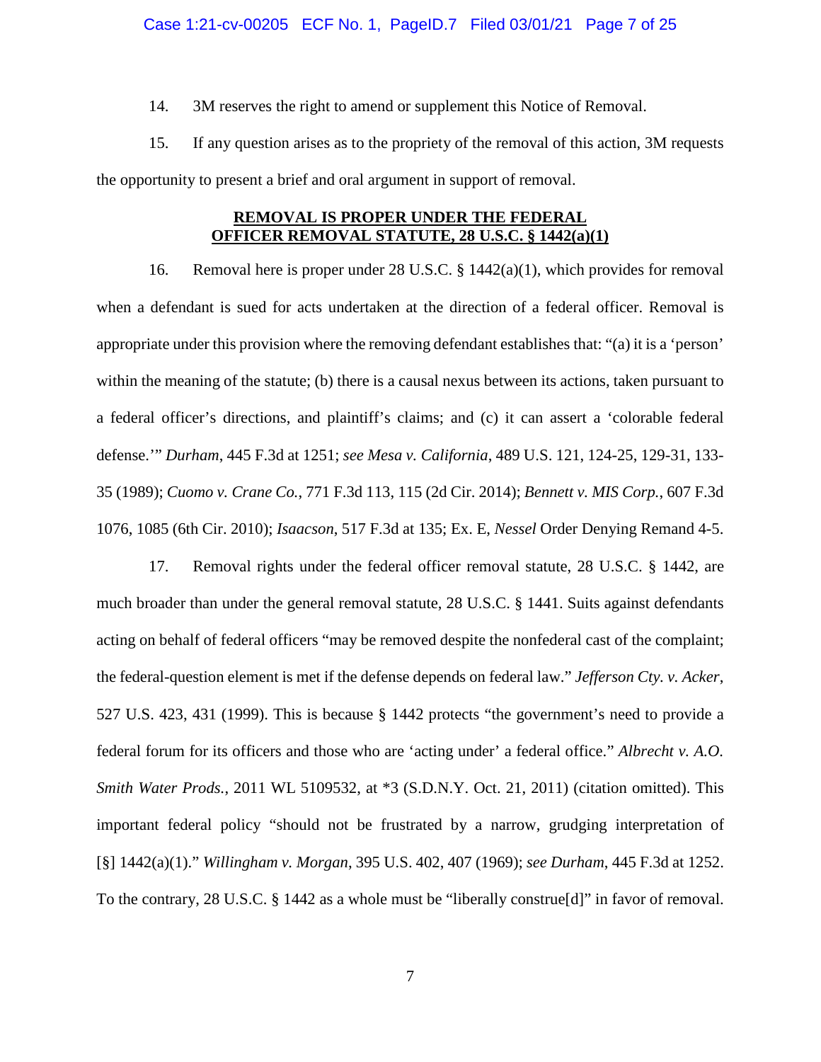14. 3M reserves the right to amend or supplement this Notice of Removal.

15. If any question arises as to the propriety of the removal of this action, 3M requests the opportunity to present a brief and oral argument in support of removal.

## <u>REMOVAL IS PROPER UNDER THE FEDERAL OFFICER REMOVAL STATUTE, 28 U.S.C. § 1442(a)(1)</u>

16. Removal here is proper under 28 U.S.C. § 1442(a)(1), which provides for removal when a defendant is sued for acts undertaken at the direction of a federal officer. Removal is appropriate under this provision where the removing defendant establishes that: "(a) it is a 'person' within the meaning of the statute; (b) there is a causal nexus between its actions, taken pursuant to a federal officer's directions, and plaintiff's claims; and (c) it can assert a 'colorable federal defense.'" *Durham*, 445 F.3d at 1251; *see Mesa v. California*, 489 U.S. 121, 124-25, 129-31, 133-35 (1989); *Cuomo v. Crane Co.*, 771 F.3d 113, 115 (2d Cir. 2014); *Bennett v. MIS Corp.*, 607 F.3d 1076, 1085 (6th Cir. 2010); *Isaacson*, 517 F.3d at 135; Ex. E, *Nessel* Order Denying Remand 4-5.

17. Removal rights under the federal officer removal statute, 28 U.S.C. § 1442, are much broader than under the general removal statute, 28 U.S.C. § 1441. Suits against defendants acting on behalf of federal officers "may be removed despite the nonfederal cast of the complaint; the federal-question element is met if the defense depends on federal law." *Jefferson Cty. v. Acker*, 527 U.S. 423, 431 (1999). This is because § 1442 protects "the government's need to provide a federal forum for its officers and those who are 'acting under' a federal office." *Albrecht v. A.O. Smith Water Prods.*, 2011 WL 5109532, at *3 (S.D.N.Y. Oct. 21, 2011) (citation omitted). This important federal policy "should not be frustrated by a narrow, grudging interpretation of [§] 1442(a)(1)." *Willingham v. Morgan*, 395 U.S. 402, 407 (1969); *see Durham*, 445 F.3d at 1252. To the contrary, 28 U.S.C. § 1442 as a whole must be "liberally construe[d]" in favor of removal.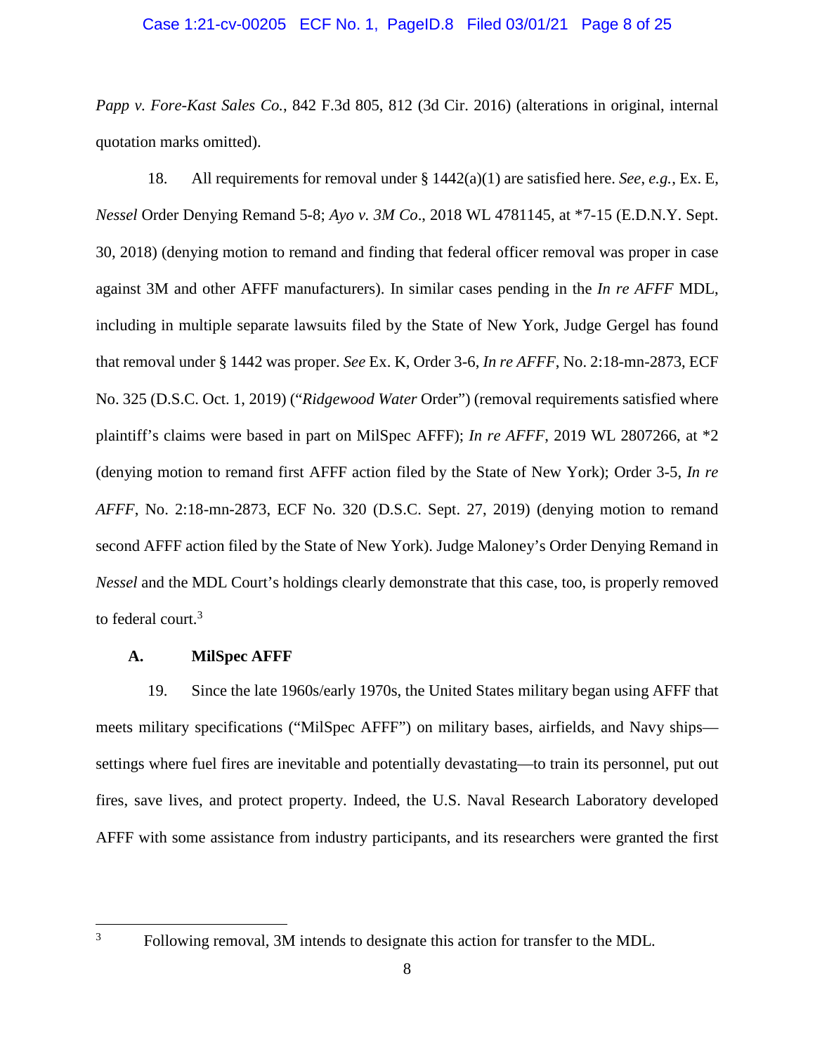*Papp v. Fore-Kast Sales Co.*, 842 F.3d 805, 812 (3d Cir. 2016) (alterations in original, internal quotation marks omitted).

18. All requirements for removal under § 1442(a)(1) are satisfied here. *See*, *e.g.*, Ex. E, *Nessel* Order Denying Remand 5-8; *Ayo v. 3M Co*., 2018 WL 4781145, at *7-15 (E.D.N.Y. Sept. 30, 2018) (denying motion to remand and finding that federal officer removal was proper in case against 3M and other AFFF manufacturers). In similar cases pending in the *In re AFFF* MDL, including in multiple separate lawsuits filed by the State of New York, Judge Gergel has found that removal under § 1442 was proper. *See* Ex. K, Order 3-6, *In re AFFF*, No. 2:18-mn-2873, ECF No. 325 (D.S.C. Oct. 1, 2019) ("*Ridgewood Water* Order") (removal requirements satisfied where plaintiff's claims were based in part on MilSpec AFFF); *In re AFFF*, 2019 WL 2807266, at *2 (denying motion to remand first AFFF action filed by the State of New York); Order 3-5, *In re AFFF*, No. 2:18-mn-2873, ECF No. 320 (D.S.C. Sept. 27, 2019) (denying motion to remand second AFFF action filed by the State of New York). Judge Maloney's Order Denying Remand in *Nessel* and the MDL Court's holdings clearly demonstrate that this case, too, is properly removed to federal court.[3]

### A. MilSpec AFFF

19. Since the late 1960s/early 1970s, the United States military began using AFFF that meets military specifications ("MilSpec AFFF") on military bases, airfields, and Navy ships—settings where fuel fires are inevitable and potentially devastating—to train its personnel, put out fires, save lives, and protect property. Indeed, the U.S. Naval Research Laboratory developed AFFF with some assistance from industry participants, and its researchers were granted the first

---

[3] Following removal, 3M intends to designate this action for transfer to the MDL.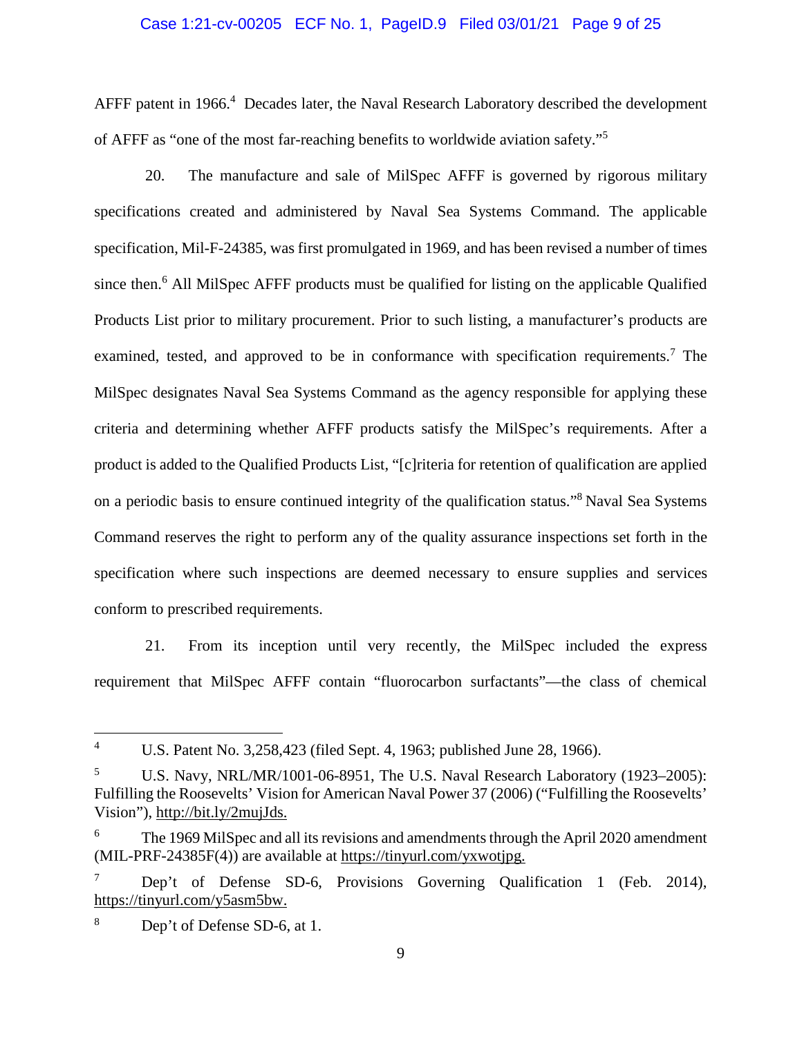AFFF patent in 1966.[4] Decades later, the Naval Research Laboratory described the development of AFFF as "one of the most far-reaching benefits to worldwide aviation safety."[5]

20. The manufacture and sale of MilSpec AFFF is governed by rigorous military specifications created and administered by Naval Sea Systems Command. The applicable specification, Mil-F-24385, was first promulgated in 1969, and has been revised a number of times since then.[6] All MilSpec AFFF products must be qualified for listing on the applicable Qualified Products List prior to military procurement. Prior to such listing, a manufacturer's products are examined, tested, and approved to be in conformance with specification requirements.[7] The MilSpec designates Naval Sea Systems Command as the agency responsible for applying these criteria and determining whether AFFF products satisfy the MilSpec's requirements. After a product is added to the Qualified Products List, "[c]riteria for retention of qualification are applied on a periodic basis to ensure continued integrity of the qualification status."[8] Naval Sea Systems Command reserves the right to perform any of the quality assurance inspections set forth in the specification where such inspections are deemed necessary to ensure supplies and services conform to prescribed requirements.

21. From its inception until very recently, the MilSpec included the express requirement that MilSpec AFFF contain "fluorocarbon surfactants"—the class of chemical

---

[4] U.S. Patent No. 3,258,423 (filed Sept. 4, 1963; published June 28, 1966).

[5] U.S. Navy, NRL/MR/1001-06-8951, The U.S. Naval Research Laboratory (1923–2005): Fulfilling the Roosevelts' Vision for American Naval Power 37 (2006) ("Fulfilling the Roosevelts' Vision"), http://bit.ly/2mujJds.

[6] The 1969 MilSpec and all its revisions and amendments through the April 2020 amendment (MIL-PRF-24385F(4)) are available at https://tinyurl.com/yxwotjpg.

[7] Dep't of Defense SD-6, Provisions Governing Qualification 1 (Feb. 2014), https://tinyurl.com/y5asm5bw.

[8] Dep't of Defense SD-6, at 1.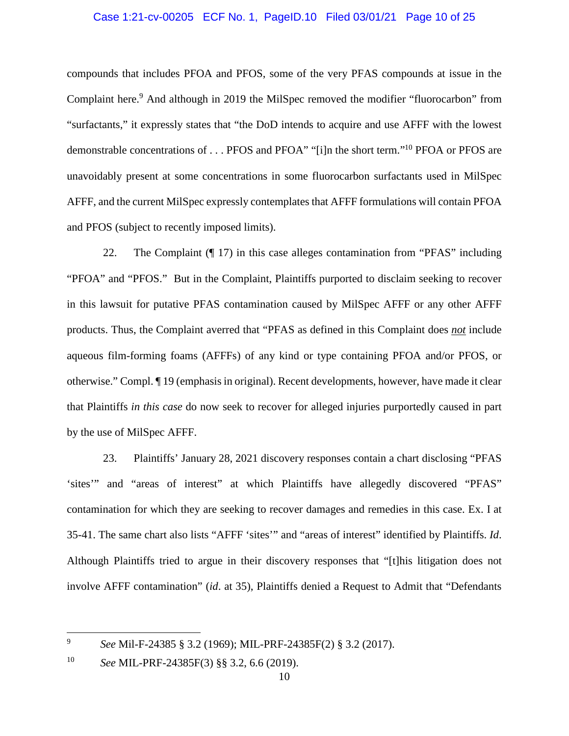compounds that includes PFOA and PFOS, some of the very PFAS compounds at issue in the Complaint here.[9] And although in 2019 the MilSpec removed the modifier "fluorocarbon" from "surfactants," it expressly states that "the DoD intends to acquire and use AFFF with the lowest demonstrable concentrations of . . . PFOS and PFOA" "[i]n the short term."[10] PFOA or PFOS are unavoidably present at some concentrations in some fluorocarbon surfactants used in MilSpec AFFF, and the current MilSpec expressly contemplates that AFFF formulations will contain PFOA and PFOS (subject to recently imposed limits).

22. The Complaint (¶ 17) in this case alleges contamination from "PFAS" including "PFOA" and "PFOS." But in the Complaint, Plaintiffs purported to disclaim seeking to recover in this lawsuit for putative PFAS contamination caused by MilSpec AFFF or any other AFFF products. Thus, the Complaint averred that "PFAS as defined in this Complaint does ***not*** include aqueous film-forming foams (AFFFs) of any kind or type containing PFOA and/or PFOS, or otherwise." Compl. ¶ 19 (emphasis in original). Recent developments, however, have made it clear that Plaintiffs *in this case* do now seek to recover for alleged injuries purportedly caused in part by the use of MilSpec AFFF.

23. Plaintiffs' January 28, 2021 discovery responses contain a chart disclosing "PFAS 'sites'" and "areas of interest" at which Plaintiffs have allegedly discovered "PFAS" contamination for which they are seeking to recover damages and remedies in this case. Ex. I at 35-41. The same chart also lists "AFFF 'sites'" and "areas of interest" identified by Plaintiffs. *Id*. Although Plaintiffs tried to argue in their discovery responses that "[t]his litigation does not involve AFFF contamination" (*id*. at 35), Plaintiffs denied a Request to Admit that "Defendants

---

[9] *See* Mil-F-24385 § 3.2 (1969); MIL-PRF-24385F(2) § 3.2 (2017).

[10] *See* MIL-PRF-24385F(3) §§ 3.2, 6.6 (2019).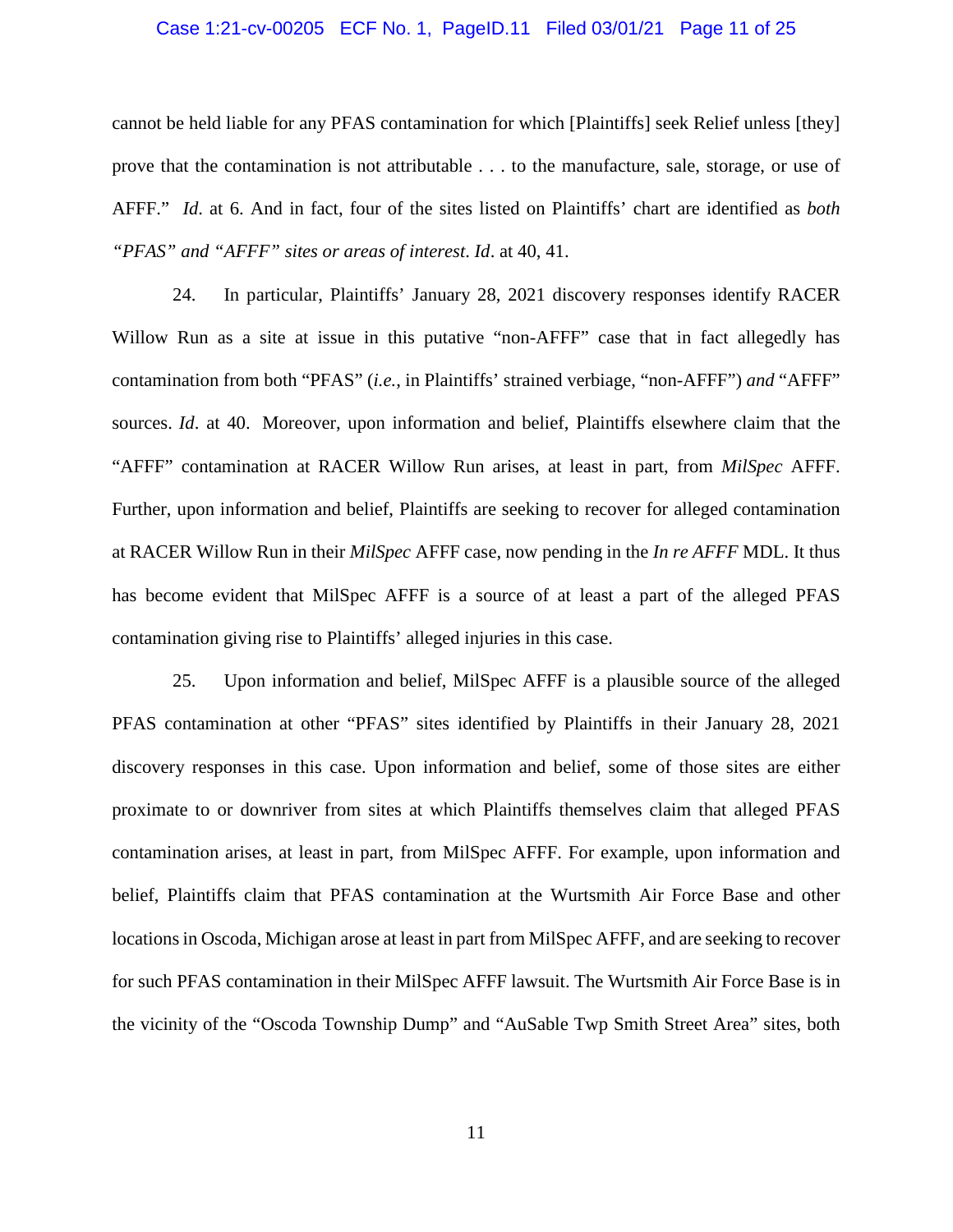cannot be held liable for any PFAS contamination for which [Plaintiffs] seek Relief unless [they] prove that the contamination is not attributable . . . to the manufacture, sale, storage, or use of AFFF." *Id*. at 6. And in fact, four of the sites listed on Plaintiffs' chart are identified as *both "PFAS" and "AFFF" sites or areas of interest*. *Id*. at 40, 41.

24. In particular, Plaintiffs' January 28, 2021 discovery responses identify RACER Willow Run as a site at issue in this putative "non-AFFF" case that in fact allegedly has contamination from both "PFAS" (*i.e.*, in Plaintiffs' strained verbiage, "non-AFFF") *and* "AFFF" sources. *Id*. at 40. Moreover, upon information and belief, Plaintiffs elsewhere claim that the "AFFF" contamination at RACER Willow Run arises, at least in part, from *MilSpec* AFFF. Further, upon information and belief, Plaintiffs are seeking to recover for alleged contamination at RACER Willow Run in their *MilSpec* AFFF case, now pending in the *In re AFFF* MDL. It thus has become evident that MilSpec AFFF is a source of at least a part of the alleged PFAS contamination giving rise to Plaintiffs' alleged injuries in this case.

25. Upon information and belief, MilSpec AFFF is a plausible source of the alleged PFAS contamination at other "PFAS" sites identified by Plaintiffs in their January 28, 2021 discovery responses in this case. Upon information and belief, some of those sites are either proximate to or downriver from sites at which Plaintiffs themselves claim that alleged PFAS contamination arises, at least in part, from MilSpec AFFF. For example, upon information and belief, Plaintiffs claim that PFAS contamination at the Wurtsmith Air Force Base and other locations in Oscoda, Michigan arose at least in part from MilSpec AFFF, and are seeking to recover for such PFAS contamination in their MilSpec AFFF lawsuit. The Wurtsmith Air Force Base is in the vicinity of the "Oscoda Township Dump" and "AuSable Twp Smith Street Area" sites, both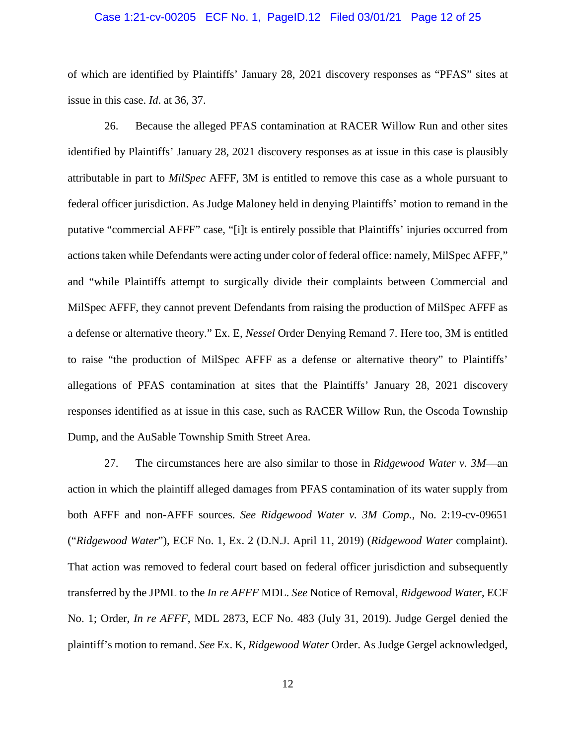of which are identified by Plaintiffs' January 28, 2021 discovery responses as "PFAS" sites at issue in this case. *Id*. at 36, 37.

26. Because the alleged PFAS contamination at RACER Willow Run and other sites identified by Plaintiffs' January 28, 2021 discovery responses as at issue in this case is plausibly attributable in part to *MilSpec* AFFF, 3M is entitled to remove this case as a whole pursuant to federal officer jurisdiction. As Judge Maloney held in denying Plaintiffs' motion to remand in the putative "commercial AFFF" case, "[i]t is entirely possible that Plaintiffs' injuries occurred from actions taken while Defendants were acting under color of federal office: namely, MilSpec AFFF," and "while Plaintiffs attempt to surgically divide their complaints between Commercial and MilSpec AFFF, they cannot prevent Defendants from raising the production of MilSpec AFFF as a defense or alternative theory." Ex. E, *Nessel* Order Denying Remand 7. Here too, 3M is entitled to raise "the production of MilSpec AFFF as a defense or alternative theory" to Plaintiffs' allegations of PFAS contamination at sites that the Plaintiffs' January 28, 2021 discovery responses identified as at issue in this case, such as RACER Willow Run, the Oscoda Township Dump, and the AuSable Township Smith Street Area.

27. The circumstances here are also similar to those in *Ridgewood Water v. 3M*—an action in which the plaintiff alleged damages from PFAS contamination of its water supply from both AFFF and non-AFFF sources. *See Ridgewood Water v. 3M Comp.*, No. 2:19-cv-09651 ("*Ridgewood Water*"), ECF No. 1, Ex. 2 (D.N.J. April 11, 2019) (*Ridgewood Water* complaint). That action was removed to federal court based on federal officer jurisdiction and subsequently transferred by the JPML to the *In re AFFF* MDL. *See* Notice of Removal, *Ridgewood Water*, ECF No. 1; Order, *In re AFFF*, MDL 2873, ECF No. 483 (July 31, 2019). Judge Gergel denied the plaintiff's motion to remand. *See* Ex. K, *Ridgewood Water* Order. As Judge Gergel acknowledged,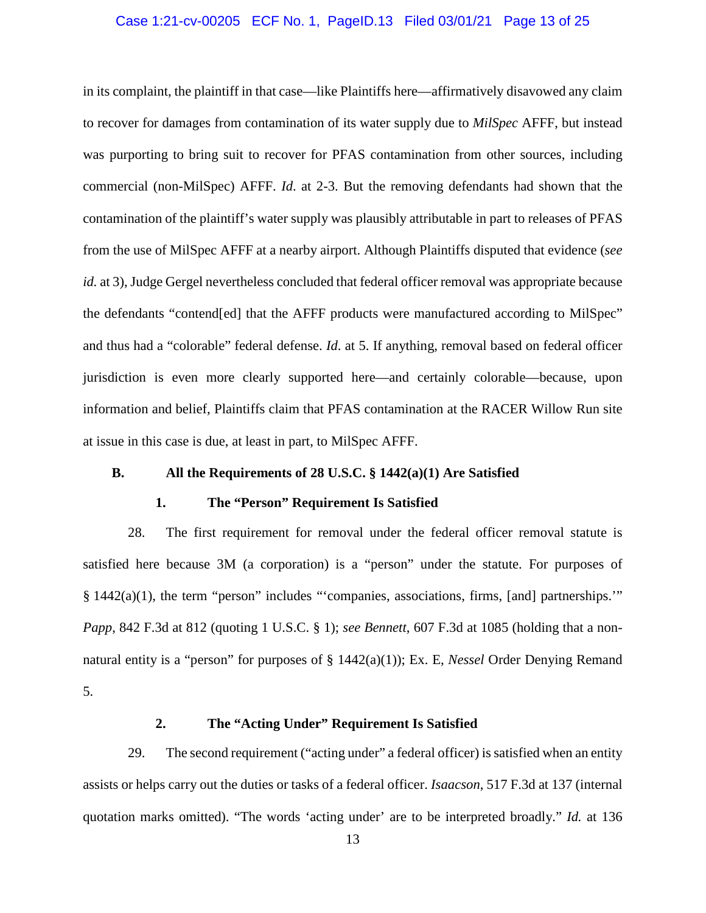in its complaint, the plaintiff in that case—like Plaintiffs here—affirmatively disavowed any claim to recover for damages from contamination of its water supply due to *MilSpec* AFFF, but instead was purporting to bring suit to recover for PFAS contamination from other sources, including commercial (non-MilSpec) AFFF. *Id*. at 2-3. But the removing defendants had shown that the contamination of the plaintiff's water supply was plausibly attributable in part to releases of PFAS from the use of MilSpec AFFF at a nearby airport. Although Plaintiffs disputed that evidence (*see id.* at 3), Judge Gergel nevertheless concluded that federal officer removal was appropriate because the defendants "contend[ed] that the AFFF products were manufactured according to MilSpec" and thus had a "colorable" federal defense. *Id*. at 5. If anything, removal based on federal officer jurisdiction is even more clearly supported here—and certainly colorable—because, upon information and belief, Plaintiffs claim that PFAS contamination at the RACER Willow Run site at issue in this case is due, at least in part, to MilSpec AFFF.

## B. All the Requirements of 28 U.S.C. § 1442(a)(1) Are Satisfied

### 1. The "Person" Requirement Is Satisfied

28. The first requirement for removal under the federal officer removal statute is satisfied here because 3M (a corporation) is a "person" under the statute. For purposes of § 1442(a)(1), the term "person" includes "'companies, associations, firms, [and] partnerships.'" *Papp*, 842 F.3d at 812 (quoting 1 U.S.C. § 1); *see Bennett*, 607 F.3d at 1085 (holding that a non-natural entity is a "person" for purposes of § 1442(a)(1)); Ex. E, *Nessel* Order Denying Remand 5.

### 2. The "Acting Under" Requirement Is Satisfied

29. The second requirement ("acting under" a federal officer) is satisfied when an entity assists or helps carry out the duties or tasks of a federal officer. *Isaacson*, 517 F.3d at 137 (internal quotation marks omitted). "The words 'acting under' are to be interpreted broadly." *Id.* at 136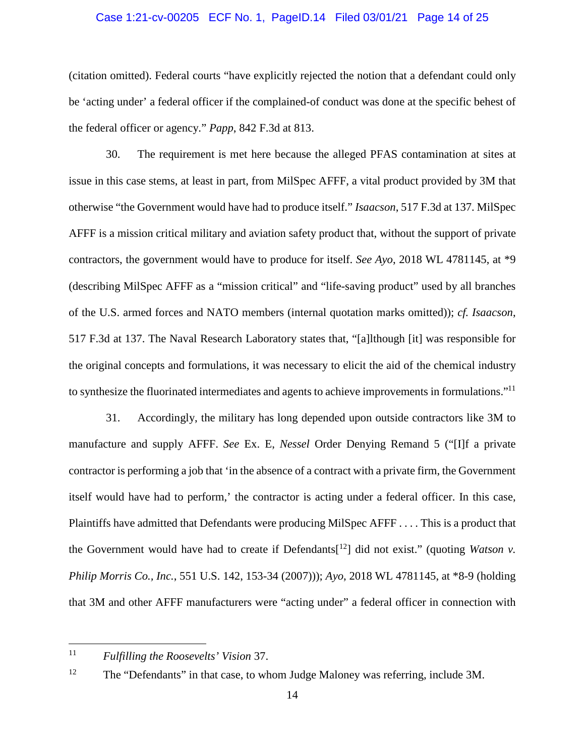(citation omitted). Federal courts "have explicitly rejected the notion that a defendant could only be 'acting under' a federal officer if the complained-of conduct was done at the specific behest of the federal officer or agency." *Papp*, 842 F.3d at 813.

30. The requirement is met here because the alleged PFAS contamination at sites at issue in this case stems, at least in part, from MilSpec AFFF, a vital product provided by 3M that otherwise "the Government would have had to produce itself." *Isaacson*, 517 F.3d at 137. MilSpec AFFF is a mission critical military and aviation safety product that, without the support of private contractors, the government would have to produce for itself. *See Ayo*, 2018 WL 4781145, at *9 (describing MilSpec AFFF as a "mission critical" and "life-saving product" used by all branches of the U.S. armed forces and NATO members (internal quotation marks omitted)); *cf. Isaacson*, 517 F.3d at 137. The Naval Research Laboratory states that, "[a]lthough [it] was responsible for the original concepts and formulations, it was necessary to elicit the aid of the chemical industry to synthesize the fluorinated intermediates and agents to achieve improvements in formulations."[11]

31. Accordingly, the military has long depended upon outside contractors like 3M to manufacture and supply AFFF. *See* Ex. E, *Nessel* Order Denying Remand 5 ("[I]f a private contractor is performing a job that 'in the absence of a contract with a private firm, the Government itself would have had to perform,' the contractor is acting under a federal officer. In this case, Plaintiffs have admitted that Defendants were producing MilSpec AFFF . . . . This is a product that the Government would have had to create if Defendants[[12]] did not exist." (quoting *Watson v. Philip Morris Co., Inc.*, 551 U.S. 142, 153-34 (2007))); *Ayo*, 2018 WL 4781145, at *8-9 (holding that 3M and other AFFF manufacturers were "acting under" a federal officer in connection with

---

[11] *Fulfilling the Roosevelts' Vision* 37.

[12] The "Defendants" in that case, to whom Judge Maloney was referring, include 3M.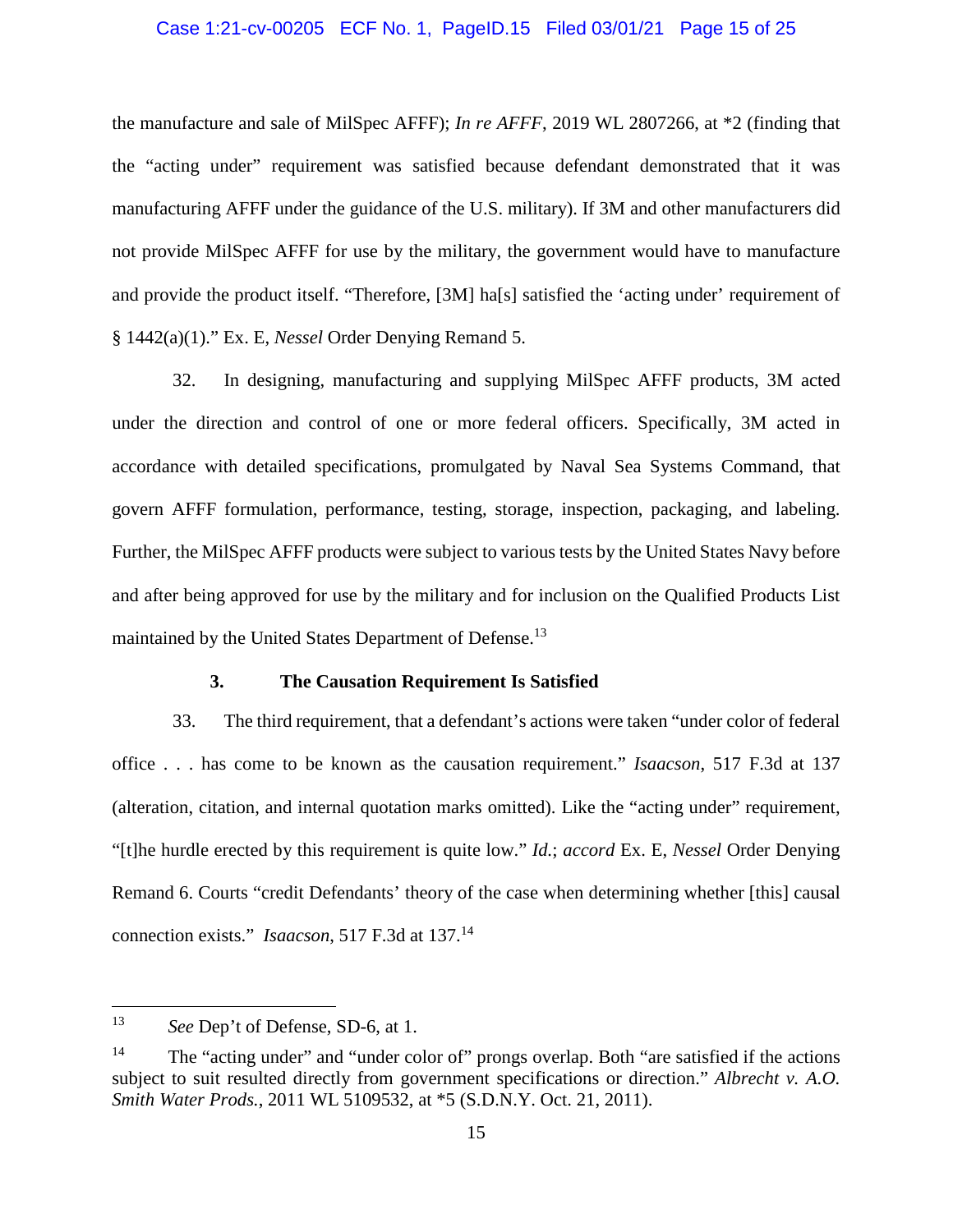the manufacture and sale of MilSpec AFFF); *In re AFFF*, 2019 WL 2807266, at *2 (finding that the "acting under" requirement was satisfied because defendant demonstrated that it was manufacturing AFFF under the guidance of the U.S. military). If 3M and other manufacturers did not provide MilSpec AFFF for use by the military, the government would have to manufacture and provide the product itself. "Therefore, [3M] ha[s] satisfied the 'acting under' requirement of § 1442(a)(1)." Ex. E, *Nessel* Order Denying Remand 5.

32. In designing, manufacturing and supplying MilSpec AFFF products, 3M acted under the direction and control of one or more federal officers. Specifically, 3M acted in accordance with detailed specifications, promulgated by Naval Sea Systems Command, that govern AFFF formulation, performance, testing, storage, inspection, packaging, and labeling. Further, the MilSpec AFFF products were subject to various tests by the United States Navy before and after being approved for use by the military and for inclusion on the Qualified Products List maintained by the United States Department of Defense.[13]

### 3. The Causation Requirement Is Satisfied

33. The third requirement, that a defendant's actions were taken "under color of federal office . . . has come to be known as the causation requirement." *Isaacson*, 517 F.3d at 137 (alteration, citation, and internal quotation marks omitted). Like the "acting under" requirement, "[t]he hurdle erected by this requirement is quite low." *Id.*; *accord* Ex. E, *Nessel* Order Denying Remand 6. Courts "credit Defendants' theory of the case when determining whether [this] causal connection exists." *Isaacson*, 517 F.3d at 137.[14]

---

[13] *See* Dep't of Defense, SD-6, at 1.

[14] The "acting under" and "under color of" prongs overlap. Both "are satisfied if the actions subject to suit resulted directly from government specifications or direction." *Albrecht v. A.O. Smith Water Prods.*, 2011 WL 5109532, at *5 (S.D.N.Y. Oct. 21, 2011).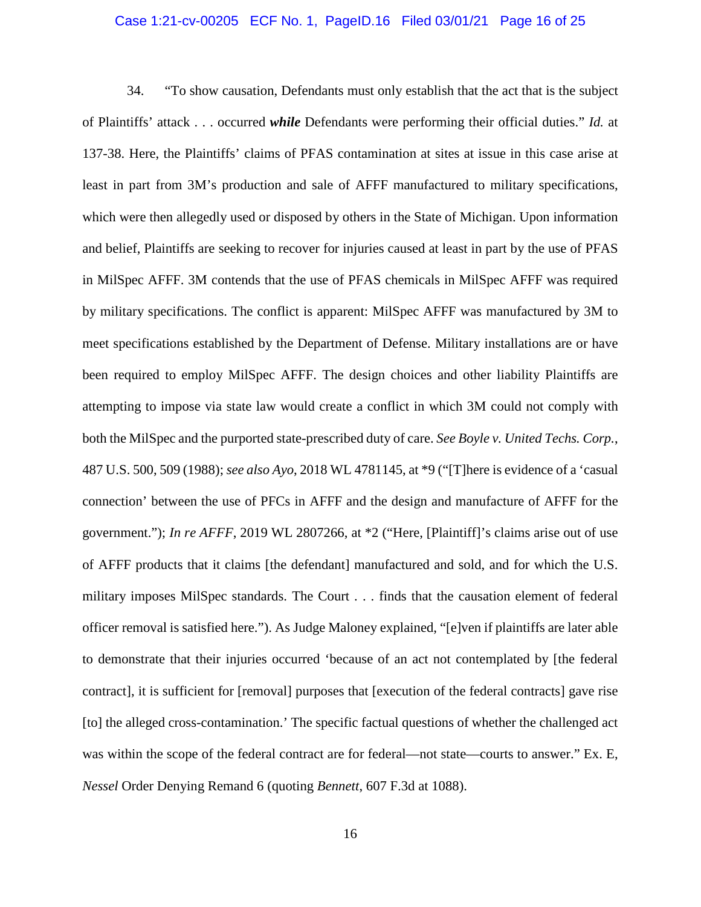34. "To show causation, Defendants must only establish that the act that is the subject of Plaintiffs' attack . . . occurred ***while*** Defendants were performing their official duties." *Id.* at 137-38. Here, the Plaintiffs' claims of PFAS contamination at sites at issue in this case arise at least in part from 3M's production and sale of AFFF manufactured to military specifications, which were then allegedly used or disposed by others in the State of Michigan. Upon information and belief, Plaintiffs are seeking to recover for injuries caused at least in part by the use of PFAS in MilSpec AFFF. 3M contends that the use of PFAS chemicals in MilSpec AFFF was required by military specifications. The conflict is apparent: MilSpec AFFF was manufactured by 3M to meet specifications established by the Department of Defense. Military installations are or have been required to employ MilSpec AFFF. The design choices and other liability Plaintiffs are attempting to impose via state law would create a conflict in which 3M could not comply with both the MilSpec and the purported state-prescribed duty of care. *See Boyle v. United Techs. Corp.*, 487 U.S. 500, 509 (1988); *see also Ayo*, 2018 WL 4781145, at *9 ("[T]here is evidence of a 'casual connection' between the use of PFCs in AFFF and the design and manufacture of AFFF for the government."); *In re AFFF*, 2019 WL 2807266, at *2 ("Here, [Plaintiff]'s claims arise out of use of AFFF products that it claims [the defendant] manufactured and sold, and for which the U.S. military imposes MilSpec standards. The Court . . . finds that the causation element of federal officer removal is satisfied here."). As Judge Maloney explained, "[e]ven if plaintiffs are later able to demonstrate that their injuries occurred 'because of an act not contemplated by [the federal contract], it is sufficient for [removal] purposes that [execution of the federal contracts] gave rise [to] the alleged cross-contamination.' The specific factual questions of whether the challenged act was within the scope of the federal contract are for federal—not state—courts to answer." Ex. E, *Nessel* Order Denying Remand 6 (quoting *Bennett*, 607 F.3d at 1088).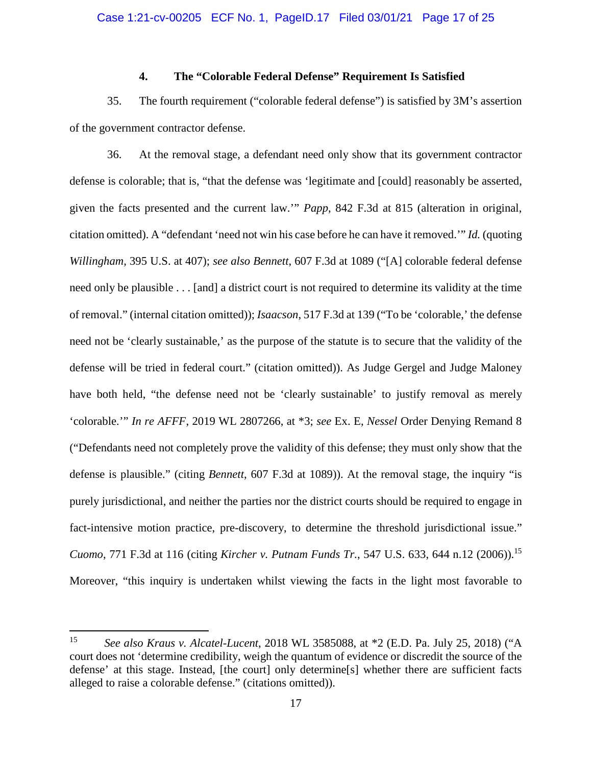### 4. The "Colorable Federal Defense" Requirement Is Satisfied

35. The fourth requirement ("colorable federal defense") is satisfied by 3M's assertion of the government contractor defense.

36. At the removal stage, a defendant need only show that its government contractor defense is colorable; that is, "that the defense was 'legitimate and [could] reasonably be asserted, given the facts presented and the current law.'" *Papp*, 842 F.3d at 815 (alteration in original, citation omitted). A "defendant 'need not win his case before he can have it removed.'" *Id.* (quoting *Willingham*, 395 U.S. at 407); *see also Bennett*, 607 F.3d at 1089 ("[A] colorable federal defense need only be plausible . . . [and] a district court is not required to determine its validity at the time of removal." (internal citation omitted)); *Isaacson*, 517 F.3d at 139 ("To be 'colorable,' the defense need not be 'clearly sustainable,' as the purpose of the statute is to secure that the validity of the defense will be tried in federal court." (citation omitted)). As Judge Gergel and Judge Maloney have both held, "the defense need not be 'clearly sustainable' to justify removal as merely 'colorable.'" *In re AFFF*, 2019 WL 2807266, at \*3; *see* Ex. E, *Nessel* Order Denying Remand 8 ("Defendants need not completely prove the validity of this defense; they must only show that the defense is plausible." (citing *Bennett*, 607 F.3d at 1089)). At the removal stage, the inquiry "is purely jurisdictional, and neither the parties nor the district courts should be required to engage in fact-intensive motion practice, pre-discovery, to determine the threshold jurisdictional issue." *Cuomo*, 771 F.3d at 116 (citing *Kircher v. Putnam Funds Tr.*, 547 U.S. 633, 644 n.12 (2006)).[15] Moreover, "this inquiry is undertaken whilst viewing the facts in the light most favorable to

---

[15] *See also Kraus v. Alcatel-Lucent*, 2018 WL 3585088, at \*2 (E.D. Pa. July 25, 2018) ("A court does not 'determine credibility, weigh the quantum of evidence or discredit the source of the defense' at this stage. Instead, [the court] only determine[s] whether there are sufficient facts alleged to raise a colorable defense." (citations omitted)).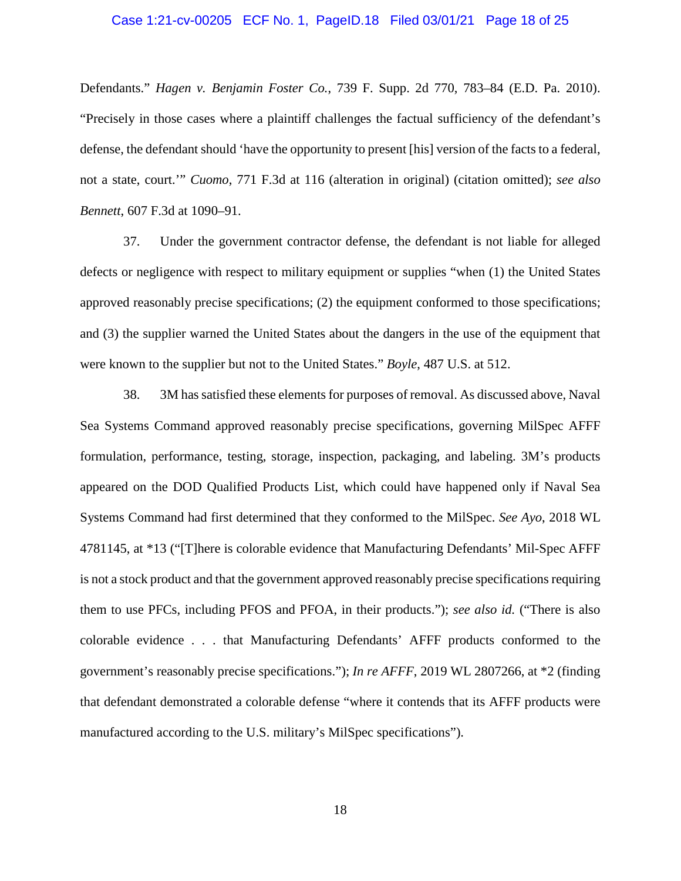Defendants." *Hagen v. Benjamin Foster Co.*, 739 F. Supp. 2d 770, 783–84 (E.D. Pa. 2010). "Precisely in those cases where a plaintiff challenges the factual sufficiency of the defendant's defense, the defendant should 'have the opportunity to present [his] version of the facts to a federal, not a state, court.'" *Cuomo*, 771 F.3d at 116 (alteration in original) (citation omitted); *see also Bennett*, 607 F.3d at 1090–91.

37. Under the government contractor defense, the defendant is not liable for alleged defects or negligence with respect to military equipment or supplies "when (1) the United States approved reasonably precise specifications; (2) the equipment conformed to those specifications; and (3) the supplier warned the United States about the dangers in the use of the equipment that were known to the supplier but not to the United States." *Boyle*, 487 U.S. at 512.

38. 3M has satisfied these elements for purposes of removal. As discussed above, Naval Sea Systems Command approved reasonably precise specifications, governing MilSpec AFFF formulation, performance, testing, storage, inspection, packaging, and labeling. 3M's products appeared on the DOD Qualified Products List, which could have happened only if Naval Sea Systems Command had first determined that they conformed to the MilSpec. *See Ayo*, 2018 WL 4781145, at *13 ("[T]here is colorable evidence that Manufacturing Defendants' Mil-Spec AFFF is not a stock product and that the government approved reasonably precise specifications requiring them to use PFCs, including PFOS and PFOA, in their products."); *see also id.* ("There is also colorable evidence . . . that Manufacturing Defendants' AFFF products conformed to the government's reasonably precise specifications."); *In re AFFF*, 2019 WL 2807266, at *2 (finding that defendant demonstrated a colorable defense "where it contends that its AFFF products were manufactured according to the U.S. military's MilSpec specifications").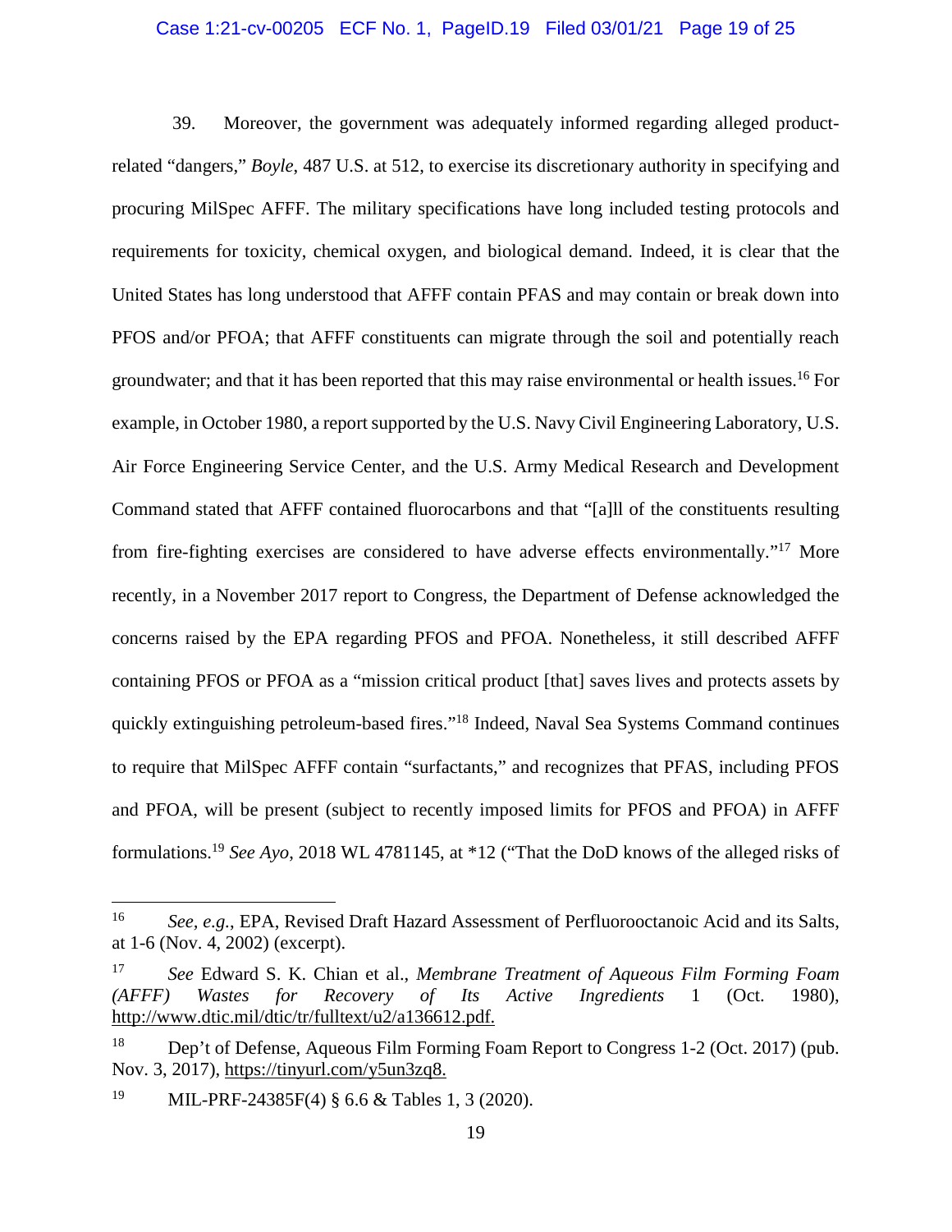39. Moreover, the government was adequately informed regarding alleged product-related "dangers," *Boyle*, 487 U.S. at 512, to exercise its discretionary authority in specifying and procuring MilSpec AFFF. The military specifications have long included testing protocols and requirements for toxicity, chemical oxygen, and biological demand. Indeed, it is clear that the United States has long understood that AFFF contain PFAS and may contain or break down into PFOS and/or PFOA; that AFFF constituents can migrate through the soil and potentially reach groundwater; and that it has been reported that this may raise environmental or health issues.[16] For example, in October 1980, a report supported by the U.S. Navy Civil Engineering Laboratory, U.S. Air Force Engineering Service Center, and the U.S. Army Medical Research and Development Command stated that AFFF contained fluorocarbons and that "[a]ll of the constituents resulting from fire-fighting exercises are considered to have adverse effects environmentally."[17] More recently, in a November 2017 report to Congress, the Department of Defense acknowledged the concerns raised by the EPA regarding PFOS and PFOA. Nonetheless, it still described AFFF containing PFOS or PFOA as a "mission critical product [that] saves lives and protects assets by quickly extinguishing petroleum-based fires."[18] Indeed, Naval Sea Systems Command continues to require that MilSpec AFFF contain "surfactants," and recognizes that PFAS, including PFOS and PFOA, will be present (subject to recently imposed limits for PFOS and PFOA) in AFFF formulations.[19] *See Ayo*, 2018 WL 4781145, at *12 ("That the DoD knows of the alleged risks of

---

[16] *See, e.g.*, EPA, Revised Draft Hazard Assessment of Perfluorooctanoic Acid and its Salts, at 1-6 (Nov. 4, 2002) (excerpt).

[17] *See* Edward S. K. Chian et al., *Membrane Treatment of Aqueous Film Forming Foam (AFFF) Wastes for Recovery of Its Active Ingredients* 1 (Oct. 1980), http://www.dtic.mil/dtic/tr/fulltext/u2/a136612.pdf.

[18] Dep't of Defense, Aqueous Film Forming Foam Report to Congress 1-2 (Oct. 2017) (pub. Nov. 3, 2017), https://tinyurl.com/y5un3zq8.

[19] MIL-PRF-24385F(4) § 6.6 & Tables 1, 3 (2020).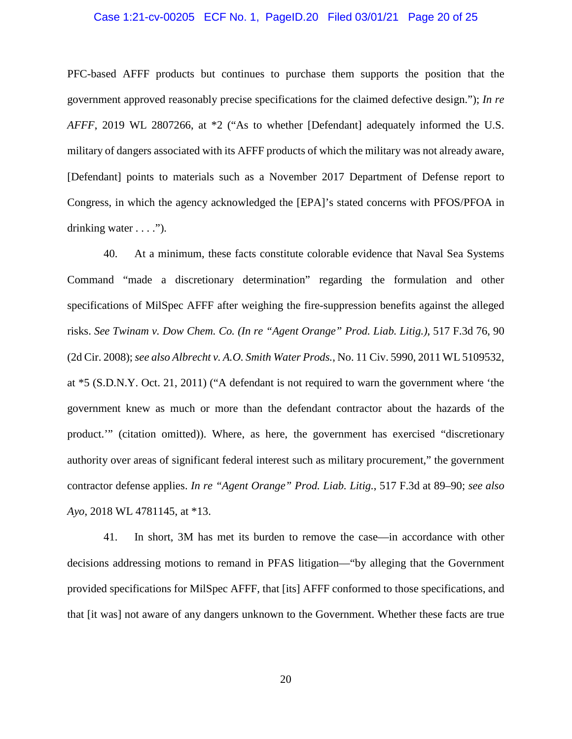PFC-based AFFF products but continues to purchase them supports the position that the government approved reasonably precise specifications for the claimed defective design."); *In re AFFF*, 2019 WL 2807266, at *2 ("As to whether [Defendant] adequately informed the U.S. military of dangers associated with its AFFF products of which the military was not already aware, [Defendant] points to materials such as a November 2017 Department of Defense report to Congress, in which the agency acknowledged the [EPA]'s stated concerns with PFOS/PFOA in drinking water . . . .").

40. At a minimum, these facts constitute colorable evidence that Naval Sea Systems Command "made a discretionary determination" regarding the formulation and other specifications of MilSpec AFFF after weighing the fire-suppression benefits against the alleged risks. *See Twinam v. Dow Chem. Co. (In re "Agent Orange" Prod. Liab. Litig.)*, 517 F.3d 76, 90 (2d Cir. 2008); *see also Albrecht v. A.O. Smith Water Prods.*, No. 11 Civ. 5990, 2011 WL 5109532, at *5 (S.D.N.Y. Oct. 21, 2011) ("A defendant is not required to warn the government where 'the government knew as much or more than the defendant contractor about the hazards of the product.'" (citation omitted)). Where, as here, the government has exercised "discretionary authority over areas of significant federal interest such as military procurement," the government contractor defense applies. *In re "Agent Orange" Prod. Liab. Litig.*, 517 F.3d at 89–90; *see also Ayo*, 2018 WL 4781145, at *13.

41. In short, 3M has met its burden to remove the case—in accordance with other decisions addressing motions to remand in PFAS litigation—"by alleging that the Government provided specifications for MilSpec AFFF, that [its] AFFF conformed to those specifications, and that [it was] not aware of any dangers unknown to the Government. Whether these facts are true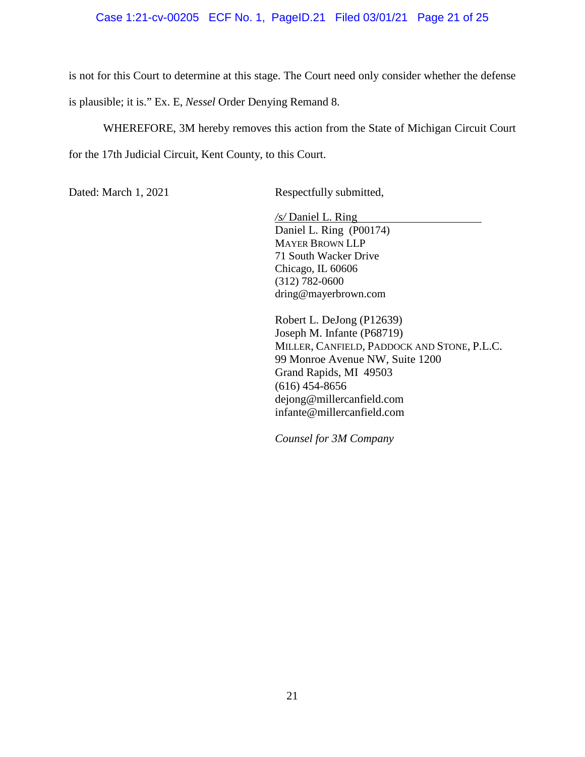is not for this Court to determine at this stage. The Court need only consider whether the defense is plausible; it is." Ex. E, *Nessel* Order Denying Remand 8.

WHEREFORE, 3M hereby removes this action from the State of Michigan Circuit Court for the 17th Judicial Circuit, Kent County, to this Court.

Dated: March 1, 2021

Respectfully submitted,

*/s/* Daniel L. Ring
Daniel L. Ring (P00174)
MAYER BROWN LLP
71 South Wacker Drive
Chicago, IL 60606
(312) 782-0600
dring@mayerbrown.com

Robert L. DeJong (P12639)
Joseph M. Infante (P68719)
MILLER, CANFIELD, PADDOCK AND STONE, P.L.C.
99 Monroe Avenue NW, Suite 1200
Grand Rapids, MI 49503
(616) 454-8656
dejong@millercanfield.com
infante@millercanfield.com

*Counsel for 3M Company*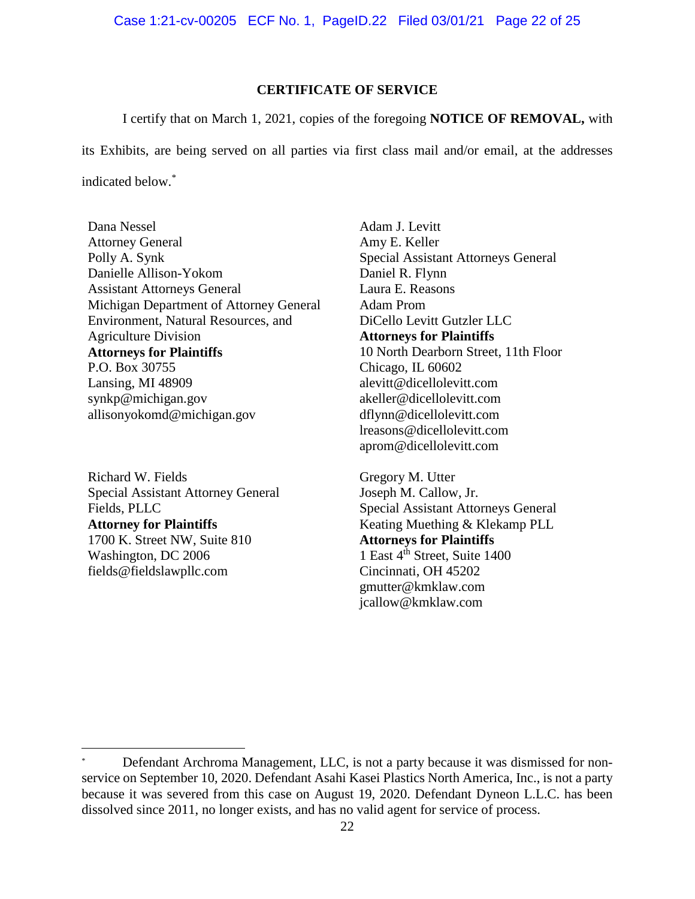## CERTIFICATE OF SERVICE

I certify that on March 1, 2021, copies of the foregoing **NOTICE OF REMOVAL,** with its Exhibits, are being served on all parties via first class mail and/or email, at the addresses indicated below.*

Dana Nessel
Attorney General
Polly A. Synk
Danielle Allison-Yokom
Assistant Attorneys General
Michigan Department of Attorney General
Environment, Natural Resources, and Agriculture Division
**Attorneys for Plaintiffs**
P.O. Box 30755
Lansing, MI 48909
synkp@michigan.gov
allisonyokomd@michigan.gov

Adam J. Levitt
Amy E. Keller
Special Assistant Attorneys General
Daniel R. Flynn
Laura E. Reasons
Adam Prom
DiCello Levitt Gutzler LLC
**Attorneys for Plaintiffs**
10 North Dearborn Street, 11th Floor
Chicago, IL 60602
alevitt@dicellolevitt.com
akeller@dicellolevitt.com
dflynn@dicellolevitt.com
lreasons@dicellolevitt.com
aprom@dicellolevitt.com

Richard W. Fields
Special Assistant Attorney General
Fields, PLLC
**Attorney for Plaintiffs**
1700 K. Street NW, Suite 810
Washington, DC 2006
fields@fieldslawpllc.com

Gregory M. Utter
Joseph M. Callow, Jr.
Special Assistant Attorneys General
Keating Muething & Klekamp PLL
**Attorneys for Plaintiffs**
1 East 4th Street, Suite 1400
Cincinnati, OH 45202
gmutter@kmklaw.com
jcallow@kmklaw.com

---

* Defendant Archroma Management, LLC, is not a party because it was dismissed for non-service on September 10, 2020. Defendant Asahi Kasei Plastics North America, Inc., is not a party because it was severed from this case on August 19, 2020. Defendant Dyneon L.L.C. has been dissolved since 2011, no longer exists, and has no valid agent for service of process.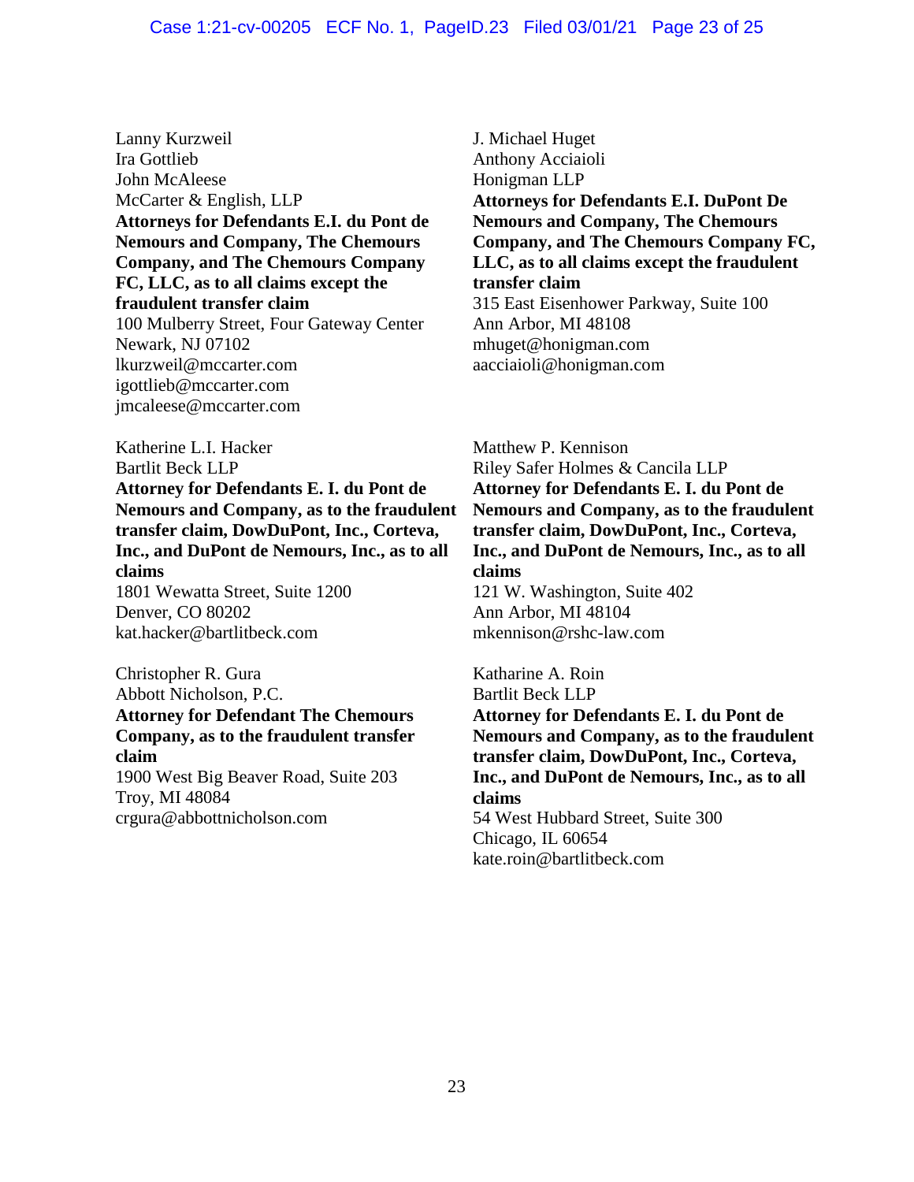Lanny Kurzweil
Ira Gottlieb
John McAleese
McCarter & English, LLP
**Attorneys for Defendants E.I. du Pont de Nemours and Company, The Chemours Company, and The Chemours Company FC, LLC, as to all claims except the fraudulent transfer claim**
100 Mulberry Street, Four Gateway Center
Newark, NJ 07102
lkurzweil@mccarter.com
igottlieb@mccarter.com
jmcaleese@mccarter.com

J. Michael Huget
Anthony Acciaioli
Honigman LLP
**Attorneys for Defendants E.I. DuPont De Nemours and Company, The Chemours Company, and The Chemours Company FC, LLC, as to all claims except the fraudulent transfer claim**
315 East Eisenhower Parkway, Suite 100
Ann Arbor, MI 48108
mhuget@honigman.com
aacciaioli@honigman.com

Katherine L.I. Hacker
Bartlit Beck LLP
**Attorney for Defendants E. I. du Pont de Nemours and Company, as to the fraudulent transfer claim, DowDuPont, Inc., Corteva, Inc., and DuPont de Nemours, Inc., as to all claims**
1801 Wewatta Street, Suite 1200
Denver, CO 80202
kat.hacker@bartlitbeck.com

Matthew P. Kennison
Riley Safer Holmes & Cancila LLP
**Attorney for Defendants E. I. du Pont de Nemours and Company, as to the fraudulent transfer claim, DowDuPont, Inc., Corteva, Inc., and DuPont de Nemours, Inc., as to all claims**
121 W. Washington, Suite 402
Ann Arbor, MI 48104
mkennison@rshc-law.com

Christopher R. Gura
Abbott Nicholson, P.C.
**Attorney for Defendant The Chemours Company, as to the fraudulent transfer claim**
1900 West Big Beaver Road, Suite 203
Troy, MI 48084
crgura@abbottnicholson.com

Katharine A. Roin
Bartlit Beck LLP
**Attorney for Defendants E. I. du Pont de Nemours and Company, as to the fraudulent transfer claim, DowDuPont, Inc., Corteva, Inc., and DuPont de Nemours, Inc., as to all claims**
54 West Hubbard Street, Suite 300
Chicago, IL 60654
kate.roin@bartlitbeck.com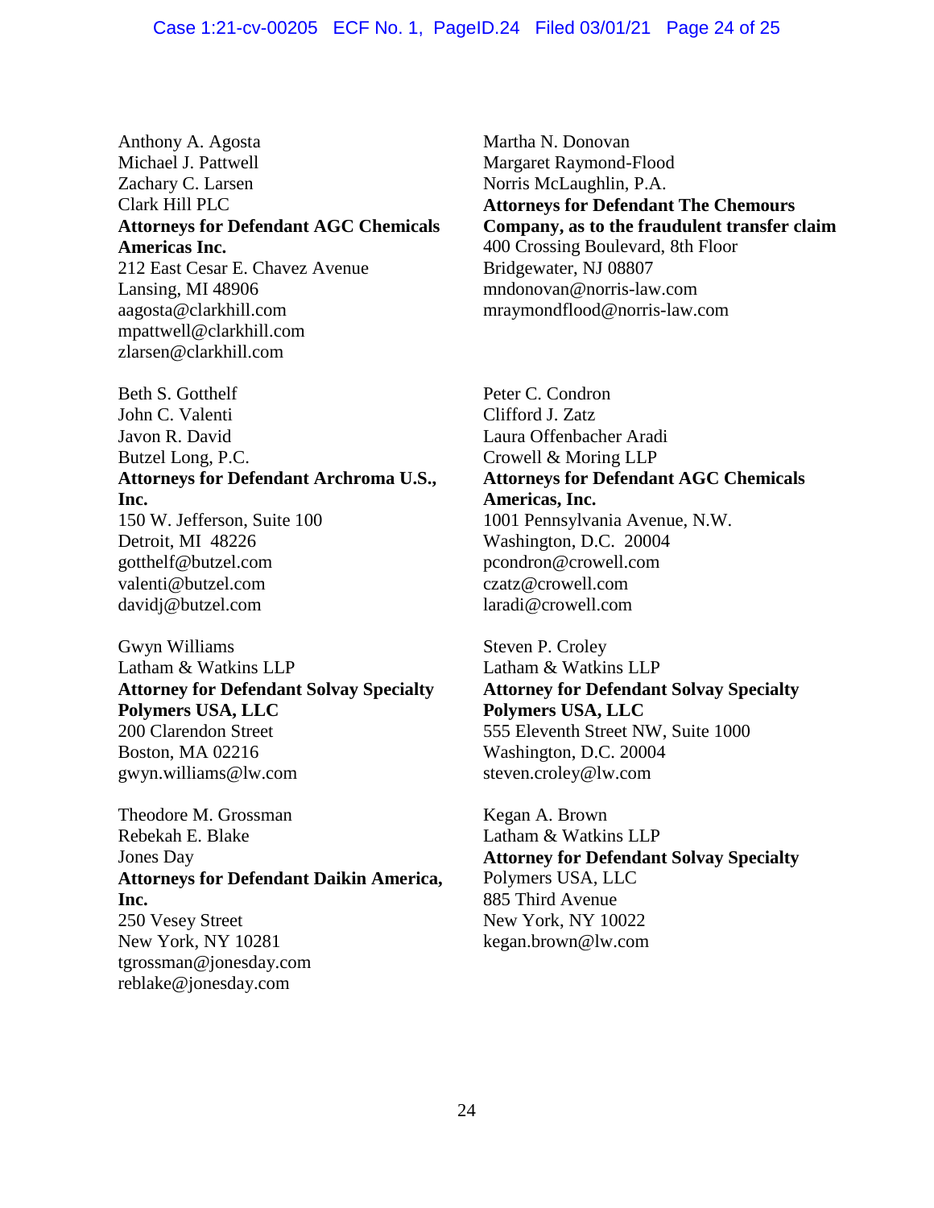Anthony A. Agosta
Michael J. Pattwell
Zachary C. Larsen
Clark Hill PLC
**Attorneys for Defendant AGC Chemicals Americas Inc.**
212 East Cesar E. Chavez Avenue
Lansing, MI 48906
aagosta@clarkhill.com
mpattwell@clarkhill.com
zlarsen@clarkhill.com

Martha N. Donovan
Margaret Raymond-Flood
Norris McLaughlin, P.A.
**Attorneys for Defendant The Chemours Company, as to the fraudulent transfer claim**
400 Crossing Boulevard, 8th Floor
Bridgewater, NJ 08807
mndonovan@norris-law.com
mraymondflood@norris-law.com

Beth S. Gotthelf
John C. Valenti
Javon R. David
Butzel Long, P.C.
**Attorneys for Defendant Archroma U.S., Inc.**
150 W. Jefferson, Suite 100
Detroit, MI 48226
gotthelf@butzel.com
valenti@butzel.com
davidj@butzel.com

Peter C. Condron
Clifford J. Zatz
Laura Offenbacher Aradi
Crowell & Moring LLP
**Attorneys for Defendant AGC Chemicals Americas, Inc.**
1001 Pennsylvania Avenue, N.W.
Washington, D.C. 20004
pcondron@crowell.com
czatz@crowell.com
laradi@crowell.com

Gwyn Williams
Latham & Watkins LLP
**Attorney for Defendant Solvay Specialty Polymers USA, LLC**
200 Clarendon Street
Boston, MA 02216
gwyn.williams@lw.com

Steven P. Croley
Latham & Watkins LLP
**Attorney for Defendant Solvay Specialty Polymers USA, LLC**
555 Eleventh Street NW, Suite 1000
Washington, D.C. 20004
steven.croley@lw.com

Theodore M. Grossman
Rebekah E. Blake
Jones Day
**Attorneys for Defendant Daikin America, Inc.**
250 Vesey Street
New York, NY 10281
tgrossman@jonesday.com
reblake@jonesday.com

Kegan A. Brown
Latham & Watkins LLP
**Attorney for Defendant Solvay Specialty**
Polymers USA, LLC
885 Third Avenue
New York, NY 10022
kegan.brown@lw.com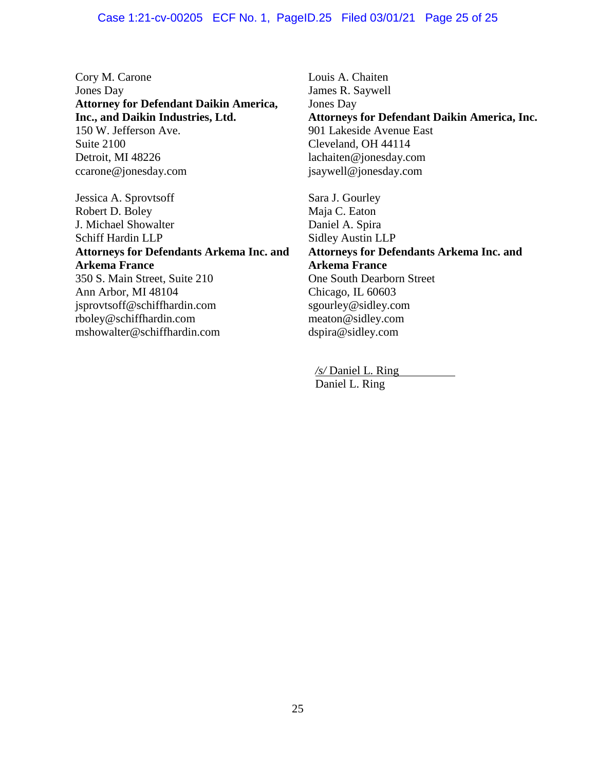Cory M. Carone
Jones Day
**Attorney for Defendant Daikin America, Inc., and Daikin Industries, Ltd.**
150 W. Jefferson Ave.
Suite 2100
Detroit, MI 48226
ccarone@jonesday.com

Louis A. Chaiten
James R. Saywell
Jones Day
**Attorneys for Defendant Daikin America, Inc.**
901 Lakeside Avenue East
Cleveland, OH 44114
lachaiten@jonesday.com
jsaywell@jonesday.com

Jessica A. Sprovtsoff
Robert D. Boley
J. Michael Showalter
Schiff Hardin LLP
**Attorneys for Defendants Arkema Inc. and Arkema France**
350 S. Main Street, Suite 210
Ann Arbor, MI 48104
jsprovtsoff@schiffhardin.com
rboley@schiffhardin.com
mshowalter@schiffhardin.com

Sara J. Gourley
Maja C. Eaton
Daniel A. Spira
Sidley Austin LLP
**Attorneys for Defendants Arkema Inc. and Arkema France**
One South Dearborn Street
Chicago, IL 60603
sgourley@sidley.com
meaton@sidley.com
dspira@sidley.com

*/s/* Daniel L. Ring
Daniel L. Ring